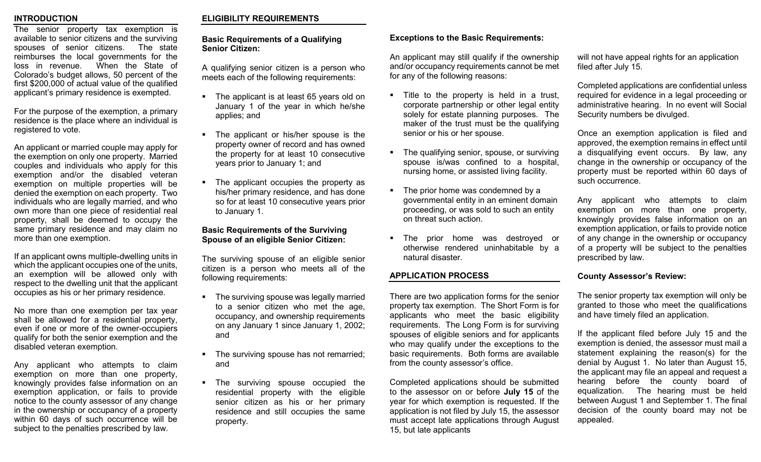## INTRODUCTION

The senior property tax exemption is available to senior citizens and the surviving spouses of senior citizens. The state reimburses the local governments for the loss in revenue. When the State of Colorado's budget allows, 50 percent of the first $200,000 of actual value of the qualified applicant's primary residence is exempted.

For the purpose of the exemption, a primary residence is the place where an individual is registered to vote.

An applicant or married couple may apply for the exemption on only one property. Married couples and individuals who apply for this exemption and/or the disabled veteran exemption on multiple properties will be denied the exemption on each property. Two individuals who are legally married, and who own more than one piece of residential real property, shall be deemed to occupy the same primary residence and may claim no more than one exemption.

If an applicant owns multiple-dwelling units in which the applicant occupies one of the units, an exemption will be allowed only with respect to the dwelling unit that the applicant occupies as his or her primary residence.

No more than one exemption per tax year shall be allowed for a residential property, even if one or more of the owner-occupiers qualify for both the senior exemption and the disabled veteran exemption.

Any applicant who attempts to claim exemption on more than one property, knowingly provides false information on an exemption application, or fails to provide notice to the county assessor of any change in the ownership or occupancy of a property within 60 days of such occurrence will be subject to the penalties prescribed by law.

## ELIGIBILITY REQUIREMENTS

### Basic Requirements of a Qualifying Senior Citizen:

A qualifying senior citizen is a person who meets each of the following requirements:

- The applicant is at least 65 years old on January 1 of the year in which he/she applies; and
- The applicant or his/her spouse is the property owner of record and has owned the property for at least 10 consecutive years prior to January 1; and
- The applicant occupies the property as his/her primary residence, and has done so for at least 10 consecutive years prior to January 1.

### Basic Requirements of the Surviving Spouse of an eligible Senior Citizen:

The surviving spouse of an eligible senior citizen is a person who meets all of the following requirements:

- The surviving spouse was legally married to a senior citizen who met the age, occupancy, and ownership requirements on any January 1 since January 1, 2002; and
- The surviving spouse has not remarried; and
- The surviving spouse occupied the residential property with the eligible senior citizen as his or her primary residence and still occupies the same property.

### Exceptions to the Basic Requirements:

An applicant may still qualify if the ownership and/or occupancy requirements cannot be met for any of the following reasons:

- Title to the property is held in a trust, corporate partnership or other legal entity solely for estate planning purposes. The maker of the trust must be the qualifying senior or his or her spouse.
- The qualifying senior, spouse, or surviving spouse is/was confined to a hospital, nursing home, or assisted living facility.
- The prior home was condemned by a governmental entity in an eminent domain proceeding, or was sold to such an entity on threat such action.
- The prior home was destroyed or otherwise rendered uninhabitable by a natural disaster.

## APPLICATION PROCESS

There are two application forms for the senior property tax exemption. The Short Form is for applicants who meet the basic eligibility requirements. The Long Form is for surviving spouses of eligible seniors and for applicants who may qualify under the exceptions to the basic requirements. Both forms are available from the county assessor's office.

Completed applications should be submitted to the assessor on or before **July 15** of the year for which exemption is requested. If the application is not filed by July 15, the assessor must accept late applications through August 15, but late applicants will not have appeal rights for an application filed after July 15.

Completed applications are confidential unless required for evidence in a legal proceeding or administrative hearing. In no event will Social Security numbers be divulged.

Once an exemption application is filed and approved, the exemption remains in effect until a disqualifying event occurs. By law, any change in the ownership or occupancy of the property must be reported within 60 days of such occurrence.

Any applicant who attempts to claim exemption on more than one property, knowingly provides false information on an exemption application, or fails to provide notice of any change in the ownership or occupancy of a property will be subject to the penalties prescribed by law.

### County Assessor's Review:

The senior property tax exemption will only be granted to those who meet the qualifications and have timely filed an application.

If the applicant filed before July 15 and the exemption is denied, the assessor must mail a statement explaining the reason(s) for the denial by August 1. No later than August 15, the applicant may file an appeal and request a hearing before the county board of equalization. The hearing must be held between August 1 and September 1. The final decision of the county board may not be appealed.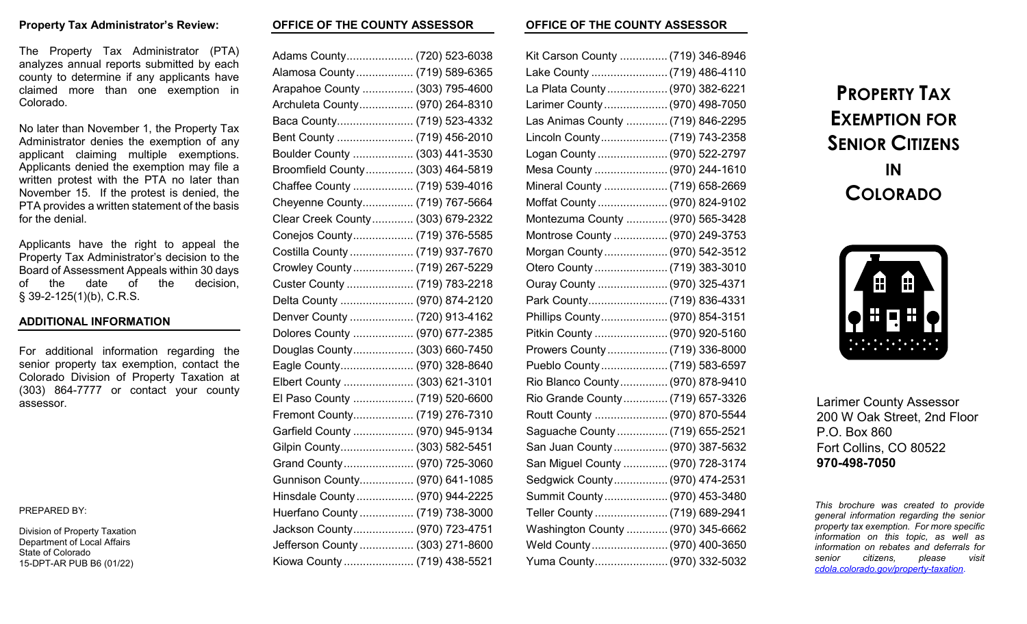**Property Tax Administrator's Review:**

The Property Tax Administrator (PTA) analyzes annual reports submitted by each county to determine if any applicants have claimed more than one exemption in Colorado.

No later than November 1, the Property Tax Administrator denies the exemption of any applicant claiming multiple exemptions. Applicants denied the exemption may file a written protest with the PTA no later than November 15. If the protest is denied, the PTA provides a written statement of the basis for the denial.

Applicants have the right to appeal the Property Tax Administrator's decision to the Board of Assessment Appeals within 30 days of the date of the decision, § 39-2-125(1)(b), C.R.S.

## ADDITIONAL INFORMATION

For additional information regarding the senior property tax exemption, contact the Colorado Division of Property Taxation at (303) 864-7777 or contact your county assessor.

PREPARED BY:

Division of Property Taxation
Department of Local Affairs
State of Colorado
15-DPT-AR PUB B6 (01/22)

## OFFICE OF THE COUNTY ASSESSOR

| | |
|---|---|
| Adams County | (720) 523-6038 |
| Alamosa County | (719) 589-6365 |
| Arapahoe County | (303) 795-4600 |
| Archuleta County | (970) 264-8310 |
| Baca County | (719) 523-4332 |
| Bent County | (719) 456-2010 |
| Boulder County | (303) 441-3530 |
| Broomfield County | (303) 464-5819 |
| Chaffee County | (719) 539-4016 |
| Cheyenne County | (719) 767-5664 |
| Clear Creek County | (303) 679-2322 |
| Conejos County | (719) 376-5585 |
| Costilla County | (719) 937-7670 |
| Crowley County | (719) 267-5229 |
| Custer County | (719) 783-2218 |
| Delta County | (970) 874-2120 |
| Denver County | (720) 913-4162 |
| Dolores County | (970) 677-2385 |
| Douglas County | (303) 660-7450 |
| Eagle County | (970) 328-8640 |
| Elbert County | (303) 621-3101 |
| El Paso County | (719) 520-6600 |
| Fremont County | (719) 276-7310 |
| Garfield County | (970) 945-9134 |
| Gilpin County | (303) 582-5451 |
| Grand County | (970) 725-3060 |
| Gunnison County | (970) 641-1085 |
| Hinsdale County | (970) 944-2225 |
| Huerfano County | (719) 738-3000 |
| Jackson County | (970) 723-4751 |
| Jefferson County | (303) 271-8600 |
| Kiowa County | (719) 438-5521 |
| Kit Carson County | (719) 346-8946 |
| Lake County | (719) 486-4110 |
| La Plata County | (970) 382-6221 |
| Larimer County | (970) 498-7050 |
| Las Animas County | (719) 846-2295 |
| Lincoln County | (719) 743-2358 |
| Logan County | (970) 522-2797 |
| Mesa County | (970) 244-1610 |
| Mineral County | (719) 658-2669 |
| Moffat County | (970) 824-9102 |
| Montezuma County | (970) 565-3428 |
| Montrose County | (970) 249-3753 |
| Morgan County | (970) 542-3512 |
| Otero County | (719) 383-3010 |
| Ouray County | (970) 325-4371 |
| Park County | (719) 836-4331 |
| Phillips County | (970) 854-3151 |
| Pitkin County | (970) 920-5160 |
| Prowers County | (719) 336-8000 |
| Pueblo County | (719) 583-6597 |
| Rio Blanco County | (970) 878-9410 |
| Rio Grande County | (719) 657-3326 |
| Routt County | (970) 870-5544 |
| Saguache County | (719) 655-2521 |
| San Juan County | (970) 387-5632 |
| San Miguel County | (970) 728-3174 |
| Sedgwick County | (970) 474-2531 |
| Summit County | (970) 453-3480 |
| Teller County | (719) 689-2941 |
| Washington County | (970) 345-6662 |
| Weld County | (970) 400-3650 |
| Yuma County | (970) 332-5032 |

# PROPERTY TAX EXEMPTION FOR SENIOR CITIZENS IN COLORADO

Larimer County Assessor
200 W Oak Street, 2nd Floor
P.O. Box 860
Fort Collins, CO 80522
**970-498-7050**

*This brochure was created to provide general information regarding the senior property tax exemption. For more specific information on this topic, as well as information on rebates and deferrals for senior citizens, please visit cdola.colorado.gov/property-taxation.*